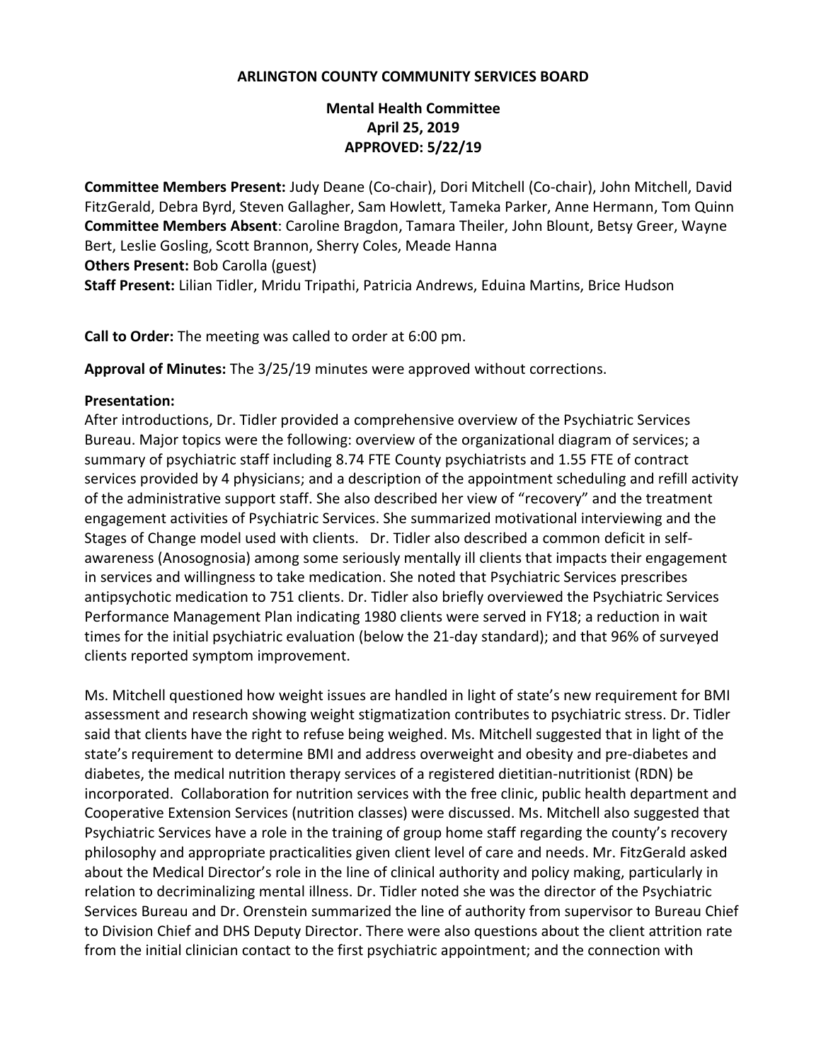**ARLINGTON COUNTY COMMUNITY SERVICES BOARD**

**Mental Health Committee**
**April 25, 2019**
**APPROVED: 5/22/19**

**Committee Members Present:** Judy Deane (Co-chair), Dori Mitchell (Co-chair), John Mitchell, David FitzGerald, Debra Byrd, Steven Gallagher, Sam Howlett, Tameka Parker, Anne Hermann, Tom Quinn
**Committee Members Absent**: Caroline Bragdon, Tamara Theiler, John Blount, Betsy Greer, Wayne Bert, Leslie Gosling, Scott Brannon, Sherry Coles, Meade Hanna
**Others Present:** Bob Carolla (guest)
**Staff Present:** Lilian Tidler, Mridu Tripathi, Patricia Andrews, Eduina Martins, Brice Hudson

**Call to Order:** The meeting was called to order at 6:00 pm.

**Approval of Minutes:** The 3/25/19 minutes were approved without corrections.

**Presentation:**
After introductions, Dr. Tidler provided a comprehensive overview of the Psychiatric Services Bureau. Major topics were the following: overview of the organizational diagram of services; a summary of psychiatric staff including 8.74 FTE County psychiatrists and 1.55 FTE of contract services provided by 4 physicians; and a description of the appointment scheduling and refill activity of the administrative support staff. She also described her view of "recovery" and the treatment engagement activities of Psychiatric Services. She summarized motivational interviewing and the Stages of Change model used with clients. Dr. Tidler also described a common deficit in self-awareness (Anosognosia) among some seriously mentally ill clients that impacts their engagement in services and willingness to take medication. She noted that Psychiatric Services prescribes antipsychotic medication to 751 clients. Dr. Tidler also briefly overviewed the Psychiatric Services Performance Management Plan indicating 1980 clients were served in FY18; a reduction in wait times for the initial psychiatric evaluation (below the 21-day standard); and that 96% of surveyed clients reported symptom improvement.

Ms. Mitchell questioned how weight issues are handled in light of state's new requirement for BMI assessment and research showing weight stigmatization contributes to psychiatric stress. Dr. Tidler said that clients have the right to refuse being weighed. Ms. Mitchell suggested that in light of the state's requirement to determine BMI and address overweight and obesity and pre-diabetes and diabetes, the medical nutrition therapy services of a registered dietitian-nutritionist (RDN) be incorporated. Collaboration for nutrition services with the free clinic, public health department and Cooperative Extension Services (nutrition classes) were discussed. Ms. Mitchell also suggested that Psychiatric Services have a role in the training of group home staff regarding the county's recovery philosophy and appropriate practicalities given client level of care and needs. Mr. FitzGerald asked about the Medical Director's role in the line of clinical authority and policy making, particularly in relation to decriminalizing mental illness. Dr. Tidler noted she was the director of the Psychiatric Services Bureau and Dr. Orenstein summarized the line of authority from supervisor to Bureau Chief to Division Chief and DHS Deputy Director. There were also questions about the client attrition rate from the initial clinician contact to the first psychiatric appointment; and the connection with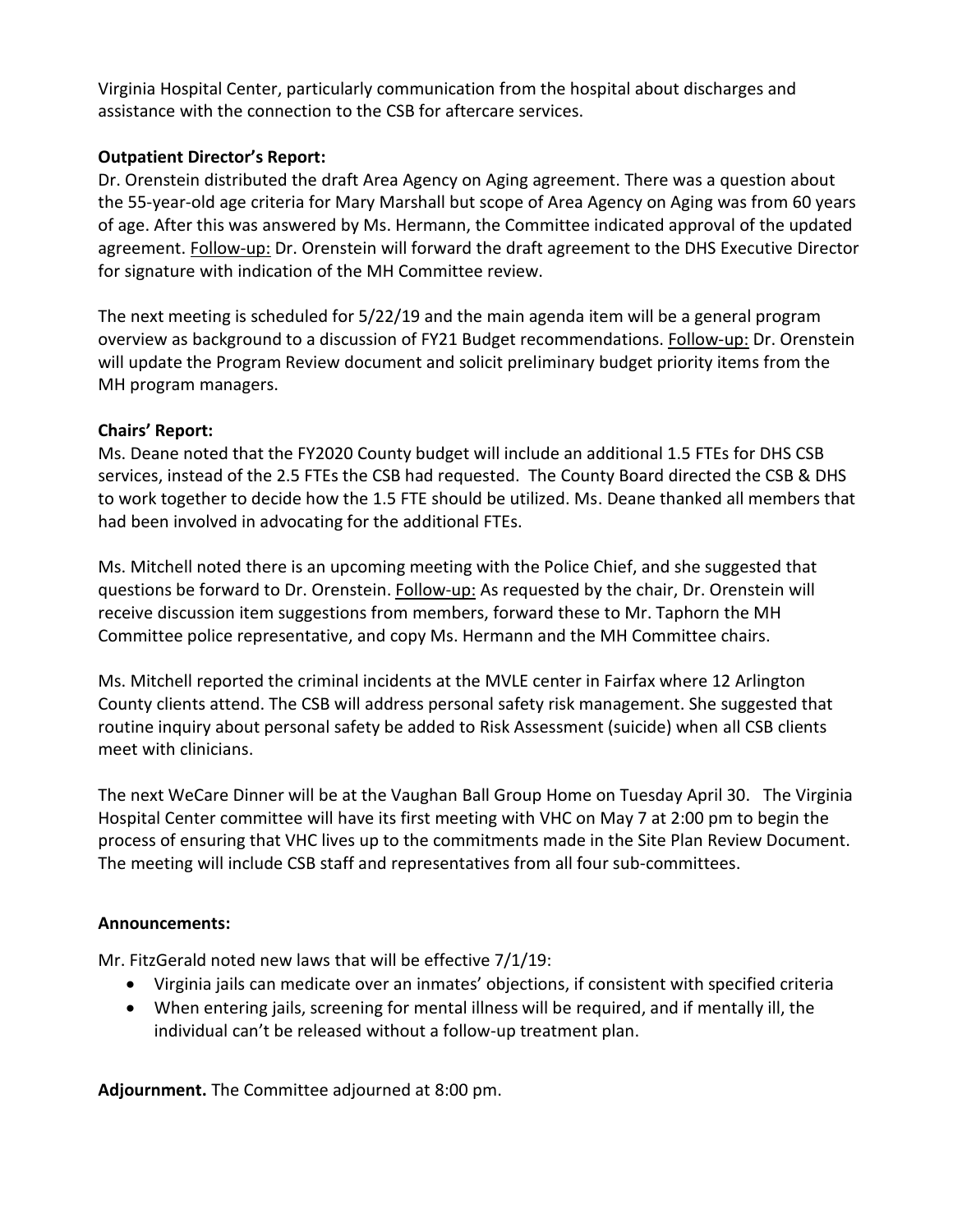Virginia Hospital Center, particularly communication from the hospital about discharges and assistance with the connection to the CSB for aftercare services.

**Outpatient Director's Report:**

Dr. Orenstein distributed the draft Area Agency on Aging agreement. There was a question about the 55-year-old age criteria for Mary Marshall but scope of Area Agency on Aging was from 60 years of age. After this was answered by Ms. Hermann, the Committee indicated approval of the updated agreement. Follow-up: Dr. Orenstein will forward the draft agreement to the DHS Executive Director for signature with indication of the MH Committee review.

The next meeting is scheduled for 5/22/19 and the main agenda item will be a general program overview as background to a discussion of FY21 Budget recommendations. Follow-up: Dr. Orenstein will update the Program Review document and solicit preliminary budget priority items from the MH program managers.

**Chairs' Report:**

Ms. Deane noted that the FY2020 County budget will include an additional 1.5 FTEs for DHS CSB services, instead of the 2.5 FTEs the CSB had requested. The County Board directed the CSB & DHS to work together to decide how the 1.5 FTE should be utilized. Ms. Deane thanked all members that had been involved in advocating for the additional FTEs.

Ms. Mitchell noted there is an upcoming meeting with the Police Chief, and she suggested that questions be forward to Dr. Orenstein. Follow-up: As requested by the chair, Dr. Orenstein will receive discussion item suggestions from members, forward these to Mr. Taphorn the MH Committee police representative, and copy Ms. Hermann and the MH Committee chairs.

Ms. Mitchell reported the criminal incidents at the MVLE center in Fairfax where 12 Arlington County clients attend. The CSB will address personal safety risk management. She suggested that routine inquiry about personal safety be added to Risk Assessment (suicide) when all CSB clients meet with clinicians.

The next WeCare Dinner will be at the Vaughan Ball Group Home on Tuesday April 30. The Virginia Hospital Center committee will have its first meeting with VHC on May 7 at 2:00 pm to begin the process of ensuring that VHC lives up to the commitments made in the Site Plan Review Document. The meeting will include CSB staff and representatives from all four sub-committees.

**Announcements:**

Mr. FitzGerald noted new laws that will be effective 7/1/19:

- Virginia jails can medicate over an inmates' objections, if consistent with specified criteria
- When entering jails, screening for mental illness will be required, and if mentally ill, the individual can't be released without a follow-up treatment plan.

**Adjournment.** The Committee adjourned at 8:00 pm.